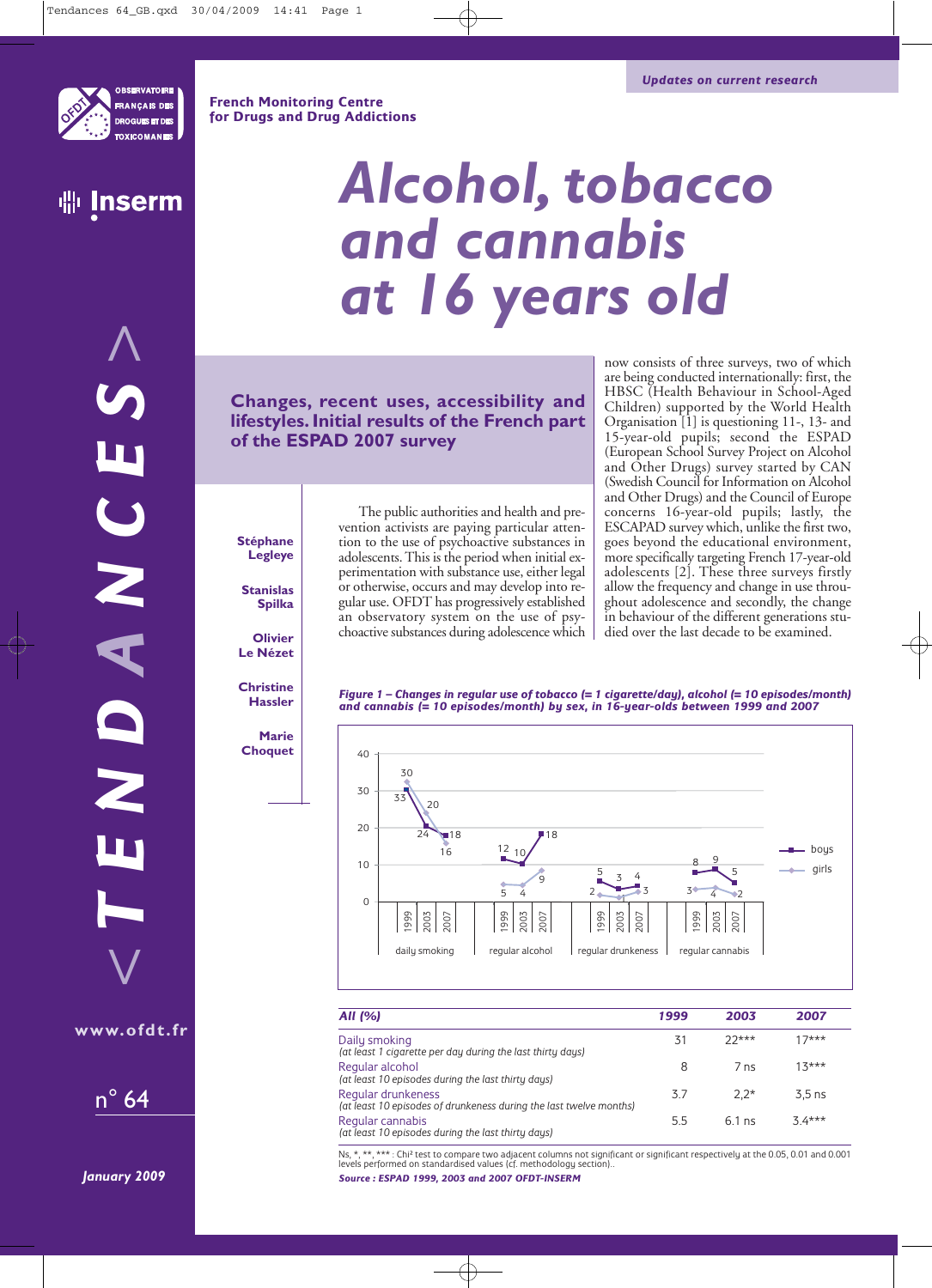French Monitoring Centre for Drugs and Drug Addictions

Updates on current research

# Alcohol, tobacco and cannabis at 16 years old

## Changes, recent uses, accessibility and lifestyles. Initial results of the French part of the ESPAD 2007 survey

**Stéphane Legleye**

**Stanislas Spilka**

**Olivier Le Nézet**

**Christine Hassler**

**Marie Choquet**

The public authorities and health and prevention activists are paying particular attention to the use of psychoactive substances in adolescents. This is the period when initial experimentation with substance use, either legal or otherwise, occurs and may develop into regular use. OFDT has progressively established an observatory system on the use of psychoactive substances during adolescence which now consists of three surveys, two of which are being conducted internationally: first, the HBSC (Health Behaviour in School-Aged Children) supported by the World Health Organisation [1] is questioning 11-, 13- and 15-year-old pupils; second the ESPAD (European School Survey Project on Alcohol and Other Drugs) survey started by CAN (Swedish Council for Information on Alcohol and Other Drugs) and the Council of Europe concerns 16-year-old pupils; lastly, the ESCAPAD survey which, unlike the first two, goes beyond the educational environment, more specifically targeting French 17-year-old adolescents [2]. These three surveys firstly allow the frequency and change in use throughout adolescence and secondly, the change in behaviour of the different generations studied over the last decade to be examined.

*Figure 1 – Changes in regular use of tobacco (= 1 cigarette/day), alcohol (= 10 episodes/month) and cannabis (= 10 episodes/month) by sex, in 16-year-olds between 1999 and 2007*

| | Daily smoking 1999 | 2003 | 2007 | Regular alcohol 1999 | 2003 | 2007 | Regular drunkeness 1999 | 2003 | 2007 | Regular cannabis 1999 | 2003 | 2007 |
|---|---|---|---|---|---|---|---|---|---|---|---|---|
| boys | 30 | 20 | 18 | 12 | 10 | 18 | 5 | 3 | 4 | 8 | 9 | 5 |
| girls | 33 | 24 | 16 | 5 | 4 | 9 | 2 | 1 | 3 | 3 | 4 | 2 |

| All (%) | 1999 | 2003 | 2007 |
|---|---|---|---|
| Daily smoking<br>*(at least 1 cigarette per day during the last thirty days)* | 31 | 22*** | 17*** |
| Regular alcohol<br>*(at least 10 episodes during the last thirty days)* | 8 | 7 ns | 13*** |
| Regular drunkeness<br>*(at least 10 episodes of drunkeness during the last twelve months)* | 3.7 | 2,2* | 3,5 ns |
| Regular cannabis<br>*(at least 10 episodes during the last thirty days)* | 5.5 | 6.1 ns | 3.4*** |

Ns, *, **, *** : Chi² test to compare two adjacent columns not significant or significant respectively at the 0.05, 0.01 and 0.001 levels performed on standardised values (cf. methodology section)..

*Source : ESPAD 1999, 2003 and 2007 OFDT-INSERM*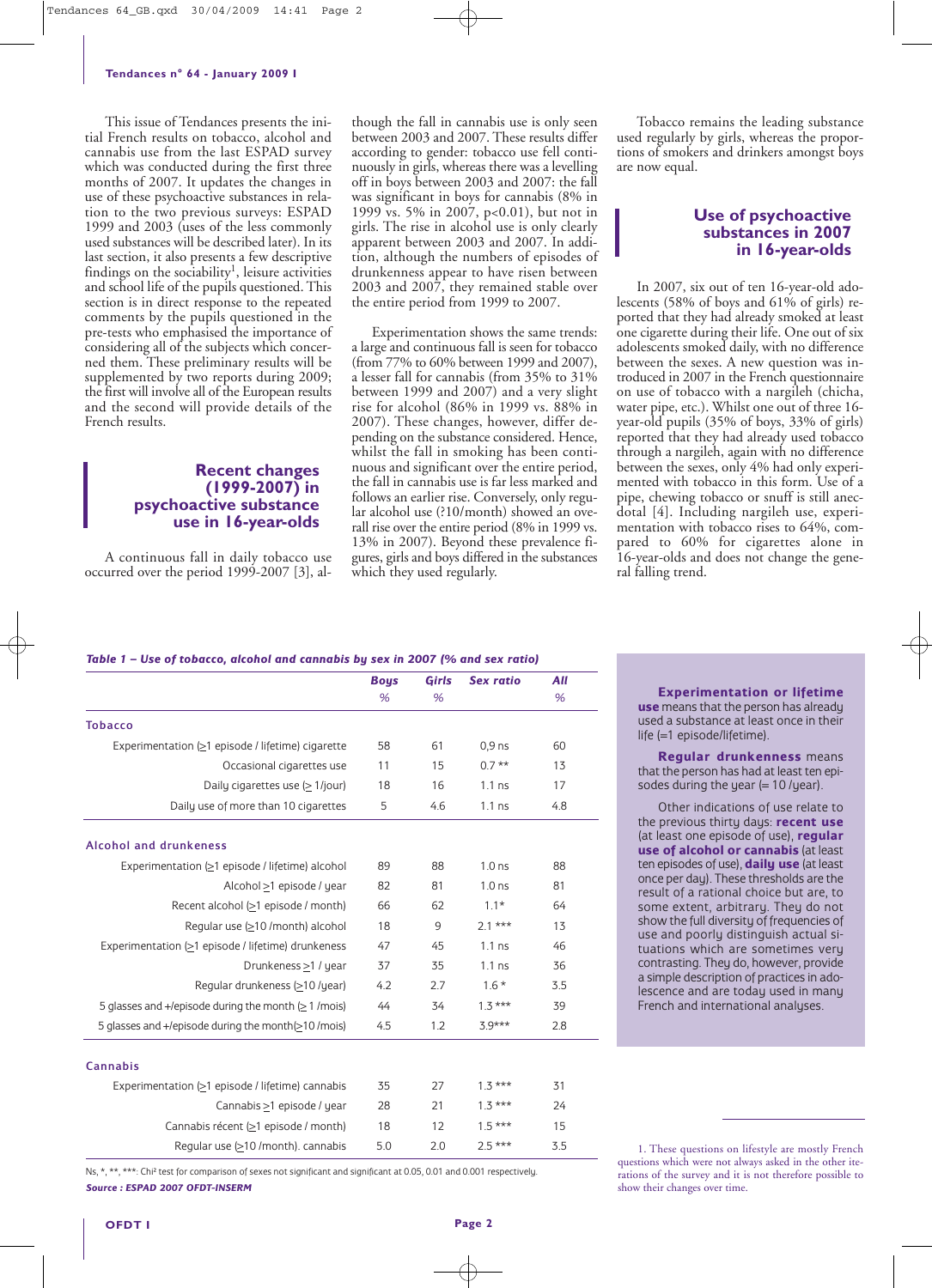This issue of Tendances presents the initial French results on tobacco, alcohol and cannabis use from the last ESPAD survey which was conducted during the first three months of 2007. It updates the changes in use of these psychoactive substances in relation to the two previous surveys: ESPAD 1999 and 2003 (uses of the less commonly used substances will be described later). In its last section, it also presents a few descriptive findings on the sociability[1], leisure activities and school life of the pupils questioned. This section is in direct response to the repeated comments by the pupils questioned in the pre-tests who emphasised the importance of considering all of the subjects which concerned them. These preliminary results will be supplemented by two reports during 2009; the first will involve all of the European results and the second will provide details of the French results.

## Recent changes (1999-2007) in psychoactive substance use in 16-year-olds

A continuous fall in daily tobacco use occurred over the period 1999-2007 [3], although the fall in cannabis use is only seen between 2003 and 2007. These results differ according to gender: tobacco use fell continuously in girls, whereas there was a levelling off in boys between 2003 and 2007: the fall was significant in boys for cannabis (8% in 1999 vs. 5% in 2007, $p<0.01$), but not in girls. The rise in alcohol use is only clearly apparent between 2003 and 2007. In addition, although the numbers of episodes of drunkenness appear to have risen between 2003 and 2007, they remained stable over the entire period from 1999 to 2007.

Experimentation shows the same trends: a large and continuous fall is seen for tobacco (from 77% to 60% between 1999 and 2007), a lesser fall for cannabis (from 35% to 31% between 1999 and 2007) and a very slight rise for alcohol (86% in 1999 vs. 88% in 2007). These changes, however, differ depending on the substance considered. Hence, whilst the fall in smoking has been continuous and significant over the entire period, the fall in cannabis use is far less marked and follows an earlier rise. Conversely, only regular alcohol use (?10/month) showed an overall rise over the entire period (8% in 1999 vs. 13% in 2007). Beyond these prevalence figures, girls and boys differed in the substances which they used regularly.

Tobacco remains the leading substance used regularly by girls, whereas the proportions of smokers and drinkers amongst boys are now equal.

## Use of psychoactive substances in 2007 in 16-year-olds

In 2007, six out of ten 16-year-old adolescents (58% of boys and 61% of girls) reported that they had already smoked at least one cigarette during their life. One out of six adolescents smoked daily, with no difference between the sexes. A new question was introduced in 2007 in the French questionnaire on use of tobacco with a nargileh (chicha, water pipe, etc.). Whilst one out of three 16-year-old pupils (35% of boys, 33% of girls) reported that they had already used tobacco through a nargileh, again with no difference between the sexes, only 4% had only experimented with tobacco in this form. Use of a pipe, chewing tobacco or snuff is still anecdotal [4]. Including nargileh use, experimentation with tobacco rises to 64%, compared to 60% for cigarettes alone in 16-year-olds and does not change the general falling trend.

***Table 1 – Use of tobacco, alcohol and cannabis by sex in 2007 (% and sex ratio)***

| | Boys % | Girls % | Sex ratio | All % |
|---|---|---|---|---|
| **Tobacco** | | | | |
| Experimentation (≥1 episode / lifetime) cigarette | 58 | 61 | 0,9 ns | 60 |
| Occasional cigarettes use | 11 | 15 | 0.7 ** | 13 |
| Daily cigarettes use (≥ 1/jour) | 18 | 16 | 1.1 ns | 17 |
| Daily use of more than 10 cigarettes | 5 | 4.6 | 1.1 ns | 4.8 |
| **Alcohol and drunkeness** | | | | |
| Experimentation (≥1 episode / lifetime) alcohol | 89 | 88 | 1.0 ns | 88 |
| Alcohol ≥1 episode / year | 82 | 81 | 1.0 ns | 81 |
| Recent alcohol (≥1 episode / month) | 66 | 62 | 1.1* | 64 |
| Regular use (≥10 /month) alcohol | 18 | 9 | 2.1 *** | 13 |
| Experimentation (≥1 episode / lifetime) drunkeness | 47 | 45 | 1.1 ns | 46 |
| Drunkeness ≥1 / year | 37 | 35 | 1.1 ns | 36 |
| Regular drunkeness (≥10 /year) | 4.2 | 2.7 | 1.6 * | 3.5 |
| 5 glasses and +/episode during the month (≥ 1 /mois) | 44 | 34 | 1.3 *** | 39 |
| 5 glasses and +/episode during the month(≥10 /mois) | 4.5 | 1.2 | 3.9*** | 2.8 |
| **Cannabis** | | | | |
| Experimentation (≥1 episode / lifetime) cannabis | 35 | 27 | 1.3 *** | 31 |
| Cannabis ≥1 episode / year | 28 | 21 | 1.3 *** | 24 |
| Cannabis récent (≥1 episode / month) | 18 | 12 | 1.5 *** | 15 |
| Regular use (≥10 /month). cannabis | 5.0 | 2.0 | 2.5 *** | 3.5 |

Ns, *, **, ***: Chi² test for comparison of sexes not significant and significant at 0.05, 0.01 and 0.001 respectively.

***Source : ESPAD 2007 OFDT-INSERM***

**Experimentation or lifetime use** means that the person has already used a substance at least once in their life (=1 episode/lifetime).

**Regular drunkenness** means that the person has had at least ten episodes during the year (= 10 /year).

Other indications of use relate to the previous thirty days: **recent use** (at least one episode of use), **regular use of alcohol or cannabis** (at least ten episodes of use), **daily use** (at least once per day). These thresholds are the result of a rational choice but are, to some extent, arbitrary. They do not show the full diversity of frequencies of use and poorly distinguish actual situations which are sometimes very contrasting. They do, however, provide a simple description of practices in adolescence and are today used in many French and international analyses.

1. These questions on lifestyle are mostly French questions which were not always asked in the other iterations of the survey and it is not therefore possible to show their changes over time.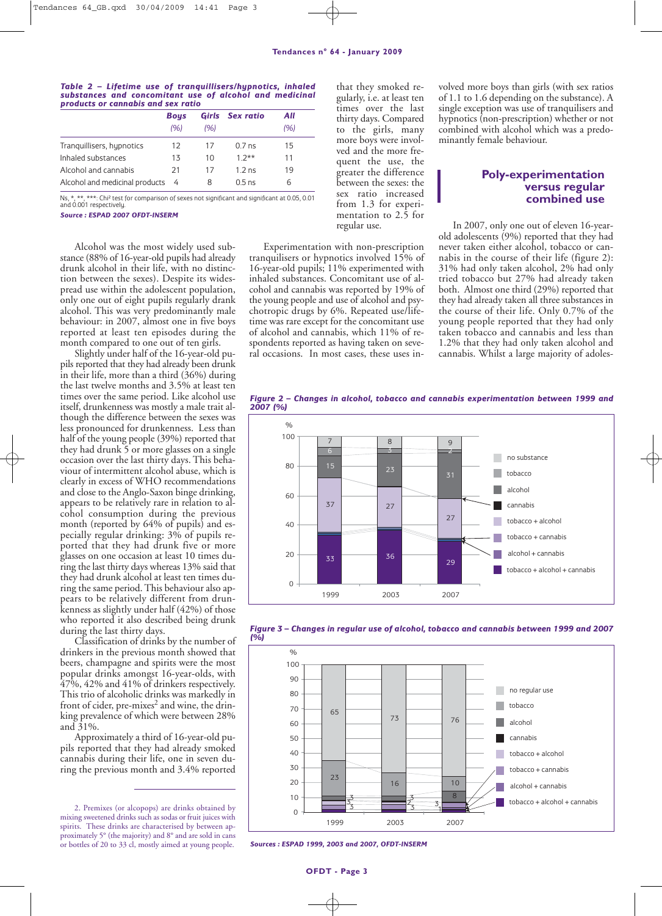*Table 2 – Lifetime use of tranquillisers/hypnotics, inhaled substances and concomitant use of alcohol and medicinal products or cannabis and sex ratio*

| | Boys (%) | Girls (%) | Sex ratio | All (%) |
|---|---|---|---|---|
| Tranquillisers, hypnotics | 12 | 17 | 0.7 ns | 15 |
| Inhaled substances | 13 | 10 | 1.2** | 11 |
| Alcohol and cannabis | 21 | 17 | 1.2 ns | 19 |
| Alcohol and medicinal products | 4 | 8 | 0.5 ns | 6 |

Ns, *, **, ***: Chi² test for comparison of sexes not significant and significant at 0.05, 0.01 and 0.001 respectively.

*Source : ESPAD 2007 OFDT-INSERM*

Alcohol was the most widely used substance (88% of 16-year-old pupils had already drunk alcohol in their life, with no distinction between the sexes). Despite its widespread use within the adolescent population, only one out of eight pupils regularly drank alcohol. This was very predominantly male behaviour: in 2007, almost one in five boys reported at least ten episodes during the month compared to one out of ten girls.

Slightly under half of the 16-year-old pupils reported that they had already been drunk in their life, more than a third (36%) during the last twelve months and 3.5% at least ten times over the same period. Like alcohol use itself, drunkenness was mostly a male trait although the difference between the sexes was less pronounced for drunkenness. Less than half of the young people (39%) reported that they had drunk 5 or more glasses on a single occasion over the last thirty days. This behaviour of intermittent alcohol abuse, which is clearly in excess of WHO recommendations and close to the Anglo-Saxon binge drinking, appears to be relatively rare in relation to alcohol consumption during the previous month (reported by 64% of pupils) and especially regular drinking: 3% of pupils reported that they had drunk five or more glasses on one occasion at least 10 times during the last thirty days whereas 13% said that they had drunk alcohol at least ten times during the same period. This behaviour also appears to be relatively different from drunkenness as slightly under half (42%) of those who reported it also described being drunk during the last thirty days.

Classification of drinks by the number of drinkers in the previous month showed that beers, champagne and spirits were the most popular drinks amongst 16-year-olds, with 47%, 42% and 41% of drinkers respectively. This trio of alcoholic drinks was markedly in front of cider, pre-mixes[2] and wine, the drinking prevalence of which were between 28% and 31%.

Approximately a third of 16-year-old pupils reported that they had already smoked cannabis during their life, one in seven during the previous month and 3.4% reported that they smoked regularly, i.e. at least ten times over the last thirty days. Compared to the girls, many more boys were involved and the more frequent the use, the greater the difference between the sexes: the sex ratio increased from 1.3 for experimentation to 2.5 for regular use.

Experimentation with non-prescription tranquilisers or hypnotics involved 15% of 16-year-old pupils; 11% experimented with inhaled substances. Concomitant use of alcohol and cannabis was reported by 19% of the young people and use of alcohol and psychotropic drugs by 6%. Repeated use/lifetime use was rare except for the concomitant use of alcohol and cannabis, which 11% of respondents reported as having taken on several occasions. In most cases, these uses involved more boys than girls (with sex ratios of 1.1 to 1.6 depending on the substance). A single exception was use of tranquilisers and hypnotics (non-prescription) whether or not combined with alcohol which was a predominantly female behaviour.

## Poly-experimentation versus regular combined use

In 2007, only one out of eleven 16-year-old adolescents (9%) reported that they had never taken either alcohol, tobacco or cannabis in the course of their life (figure 2): 31% had only taken alcohol, 2% had only tried tobacco but 27% had already taken both. Almost one third (29%) reported that they had already taken all three substances in the course of their life. Only 0.7% of the young people reported that they had only taken tobacco and cannabis and less than 1.2% that they had only taken alcohol and cannabis. Whilst a large majority of adoles-

*Figure 2 – Changes in alcohol, tobacco and cannabis experimentation between 1999 and 2007 (%)*

| | 1999 | 2003 | 2007 |
|---|---|---|---|
| no substance | 7 | 8 | 9 |
| tobacco | 6 | 3 | 2 |
| alcohol | 15 | 23 | 31 |
| tobacco + alcohol | 37 | 27 | 27 |
| tobacco + alcohol + cannabis | 33 | 36 | 29 |

*Figure 3 – Changes in regular use of alcohol, tobacco and cannabis between 1999 and 2007 (%)*

| | 1999 | 2003 | 2007 |
|---|---|---|---|
| no regular use | 65 | 73 | 76 |
| tobacco | 23 | 16 | 10 |
| alcohol | 3 | 3 | 8 |
| tobacco + alcohol | 3 | 2 | 3 |
| tobacco + cannabis | 3 | 3 | 1 |

*Sources : ESPAD 1999, 2003 and 2007, OFDT-INSERM*

2. Premixes (or alcopops) are drinks obtained by mixing sweetened drinks such as sodas or fruit juices with spirits. These drinks are characterised by between approximately 5° (the majority) and 8° and are sold in cans or bottles of 20 to 33 cl, mostly aimed at young people.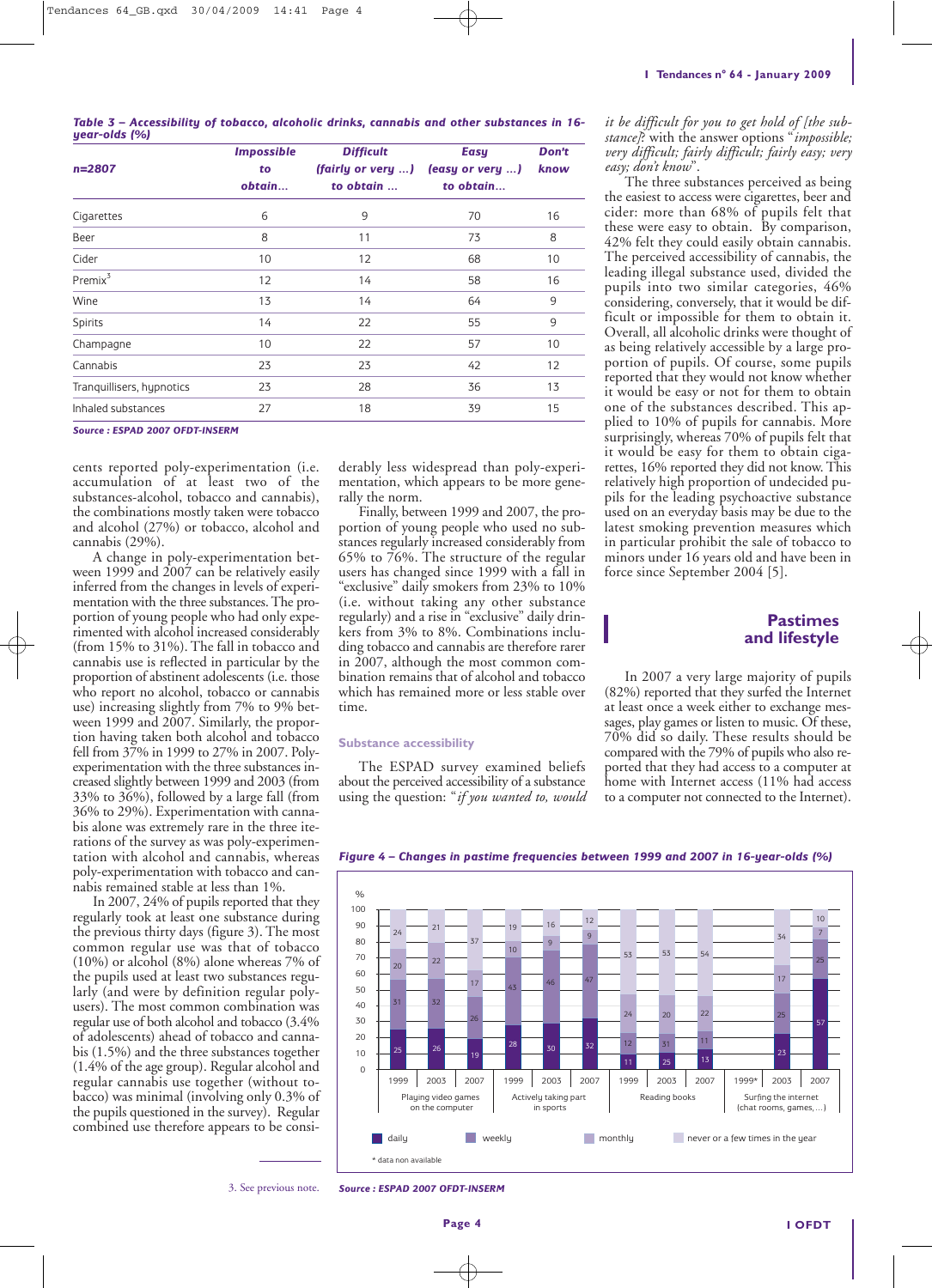**Table 3 – Accessibility of tobacco, alcoholic drinks, cannabis and other substances in 16-year-olds (%)**

| n=2807 | Impossible to obtain… | Difficult (fairly or very …) to obtain … | Easy (easy or very …) to obtain… | Don't know |
|---|---|---|---|---|
| Cigarettes | 6 | 9 | 70 | 16 |
| Beer | 8 | 11 | 73 | 8 |
| Cider | 10 | 12 | 68 | 10 |
| Premix[3] | 12 | 14 | 58 | 16 |
| Wine | 13 | 14 | 64 | 9 |
| Spirits | 14 | 22 | 55 | 9 |
| Champagne | 10 | 22 | 57 | 10 |
| Cannabis | 23 | 23 | 42 | 12 |
| Tranquillisers, hypnotics | 23 | 28 | 36 | 13 |
| Inhaled substances | 27 | 18 | 39 | 15 |

*Source : ESPAD 2007 OFDT-INSERM*

cents reported poly-experimentation (i.e. accumulation of at least two of the substances-alcohol, tobacco and cannabis), the combinations mostly taken were tobacco and alcohol (27%) or tobacco, alcohol and cannabis (29%).

A change in poly-experimentation between 1999 and 2007 can be relatively easily inferred from the changes in levels of experimentation with the three substances. The proportion of young people who had only experimented with alcohol increased considerably (from 15% to 31%). The fall in tobacco and cannabis use is reflected in particular by the proportion of abstinent adolescents (i.e. those who report no alcohol, tobacco or cannabis use) increasing slightly from 7% to 9% between 1999 and 2007. Similarly, the proportion having taken both alcohol and tobacco fell from 37% in 1999 to 27% in 2007. Poly-experimentation with the three substances increased slightly between 1999 and 2003 (from 33% to 36%), followed by a large fall (from 36% to 29%). Experimentation with cannabis alone was extremely rare in the three iterations of the survey as was poly-experimentation with alcohol and cannabis, whereas poly-experimentation with tobacco and cannabis remained stable at less than 1%.

In 2007, 24% of pupils reported that they regularly took at least one substance during the previous thirty days (figure 3). The most common regular use was that of tobacco (10%) or alcohol (8%) alone whereas 7% of the pupils used at least two substances regularly (and were by definition regular poly-users). The most common combination was regular use of both alcohol and tobacco (3.4% of adolescents) ahead of tobacco and cannabis (1.5%) and the three substances together (1.4% of the age group). Regular alcohol and regular cannabis use together (without tobacco) was minimal (involving only 0.3% of the pupils questioned in the survey). Regular combined use therefore appears to be considerably less widespread than poly-experimentation, which appears to be more generally the norm.

Finally, between 1999 and 2007 the proportion of young people who used no substances regularly increased considerably from 65% to 76%. The structure of the regular users has changed since 1999 with a fall in "exclusive" daily smokers from 23% to 10% (i.e. without taking any other substance regularly) and a rise in "exclusive" daily drinkers from 3% to 8%. Combinations including tobacco and cannabis are therefore rarer in 2007, although the most common combination remains that of alcohol and tobacco which has remained more or less stable over time.

### Substance accessibility

The ESPAD survey examined beliefs about the perceived accessibility of a substance using the question: "*if you wanted to, would it be difficult for you to get hold of [the substance]*? with the answer options "*impossible; very difficult; fairly difficult; fairly easy; very easy; don't know*".

The three substances perceived as being the easiest to access were cigarettes, beer and cider: more than 68% of pupils felt that these were easy to obtain. By comparison, 42% felt they could easily obtain cannabis. The perceived accessibility of cannabis, the leading illegal substance used, divided the pupils into two similar categories, 46% considering, conversely, that it would be difficult or impossible for them to obtain it. Overall, all alcoholic drinks were thought of as being relatively accessible by a large proportion of pupils. Of course, some pupils reported that they would not know whether it would be easy or not for them to obtain one of the substances described. This applied to 10% of pupils for cannabis. More surprisingly, whereas 70% of pupils felt that it would be easy for them to obtain cigarettes, 16% reported they did not know. This relatively high proportion of undecided pupils for the leading psychoactive substance used on an everyday basis may be due to the latest smoking prevention measures which in particular prohibit the sale of tobacco to minors under 16 years old and have been in force since September 2004 [5].

## Pastimes and lifestyle

In 2007 a very large majority of pupils (82%) reported that they surfed the Internet at least once a week either to exchange messages, play games or listen to music. Of these, 70% did so daily. These results should be compared with the 79% of pupils who also reported that they had access to a computer at home with Internet access (11% had access to a computer not connected to the Internet).

**Figure 4 – Changes in pastime frequencies between 1999 and 2007 in 16-year-olds (%)**

| Activity | Year | daily | weekly | monthly | never or a few times in the year |
|---|---|---|---|---|---|
| Playing video games on the computer | 1999 | 25 | 31 | 20 | 24 |
| | 2003 | 26 | 32 | 22 | 21 |
| | 2007 | 19 | 26 | 17 | 37 |
| Actively taking part in sports | 1999 | 28 | 43 | 10 | 19 |
| | 2003 | 30 | 46 | 9 | 16 |
| | 2007 | 32 | 47 | 9 | 12 |
| Reading books | 1999 | 11 | 12 | 24 | 53 |
| | 2003 | 25 | 31 | 20 | 53 |
| | 2007 | 13 | 11 | 22 | 54 |
| Surfing the internet (chat rooms, games, …) | 1999* | | | | |
| | 2003 | 23 | 25 | 17 | 34 |
| | 2007 | 57 | 25 | 7 | 10 |

\* data non available

*Source : ESPAD 2007 OFDT-INSERM*

3. See previous note.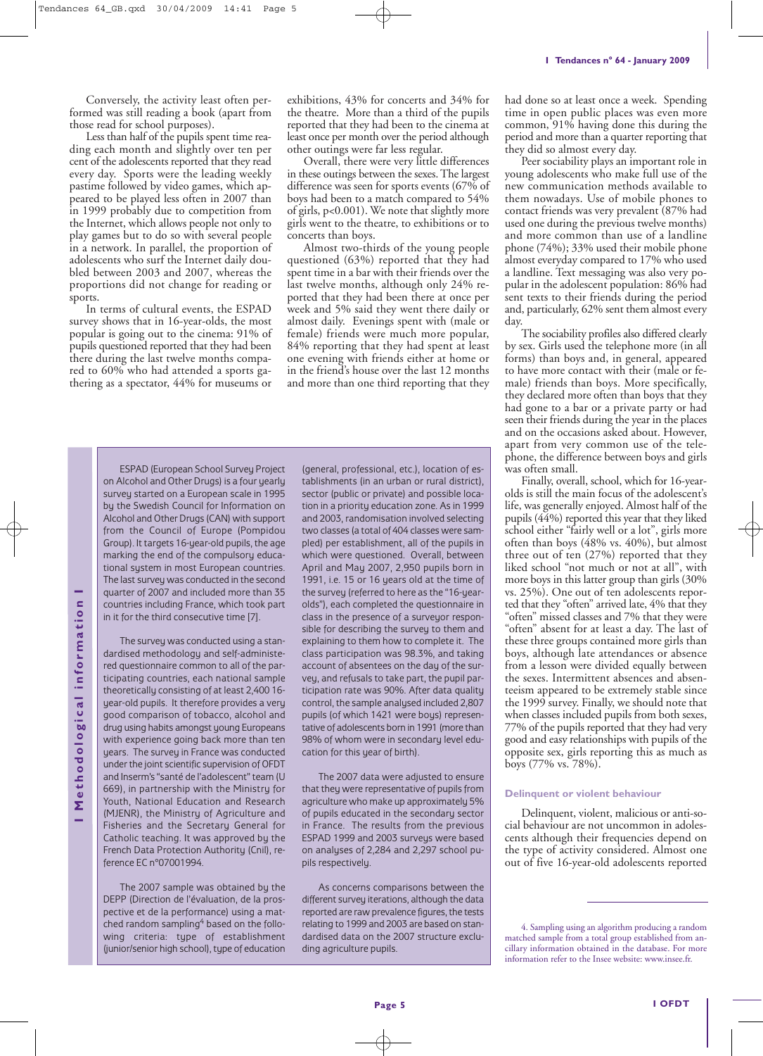Conversely, the activity least often performed was still reading a book (apart from those read for school purposes).

Less than half of the pupils spent time reading each month and slightly over ten per cent of the adolescents reported that they read every day. Sports were the leading weekly pastime followed by video games, which appeared to be played less often in 2007 than in 1999 probably due to competition from the Internet, which allows people not only to play games but to do so with several people in a network. In parallel, the proportion of adolescents who surf the Internet daily doubled between 2003 and 2007, whereas the proportions did not change for reading or sports.

In terms of cultural events, the ESPAD survey shows that in 16-year-olds, the most popular is going out to the cinema: 91% of pupils questioned reported that they had been there during the last twelve months compared to 60% who had attended a sports gathering as a spectator, 44% for museums or exhibitions, 43% for concerts and 34% for the theatre. More than a third of the pupils reported that they had been to the cinema at least once per month over the period although other outings were far less regular.

Overall, there were very little differences in these outings between the sexes. The largest difference was seen for sports events (67% of boys had been to a match compared to 54% of girls, $p<0.001$). We note that slightly more girls went to the theatre, to exhibitions or to concerts than boys.

Almost two-thirds of the young people questioned (63%) reported that they had spent time in a bar with their friends over the last twelve months, although only 24% reported that they had been there at once per week and 5% said they went there daily or almost daily. Evenings spent with (male or female) friends were much more popular, 84% reporting that they had spent at least one evening with friends either at home or in the friend's house over the last 12 months and more than one third reporting that they had done so at least once a week. Spending time in open public places was even more common, 91% having done this during the period and more than a quarter reporting that they did so almost every day.

Peer sociability plays an important role in young adolescents who make full use of the new communication methods available to them nowadays. Use of mobile phones to contact friends was very prevalent (87% had used one during the previous twelve months) and more common than use of a landline phone (74%); 33% used their mobile phone almost everyday compared to 17% who used a landline. Text messaging was also very popular in the adolescent population: 86% had sent texts to their friends during the period and, particularly, 62% sent them almost every day.

The sociability profiles also differed clearly by sex. Girls used the telephone more (in all forms) than boys and, in general, appeared to have more contact with their (male or female) friends than boys. More specifically, they declared more often than boys that they had gone to a bar or a private party or had seen their friends during the year in the places and on the occasions asked about. However, apart from very common use of the telephone, the difference between boys and girls was often small.

Finally, overall, school, which for 16-year-olds is still the main focus of the adolescent's life, was generally enjoyed. Almost half of the pupils (44%) reported this year that they liked school either "fairly well or a lot", girls more often than boys (48% vs. 40%), but almost three out of ten (27%) reported that they liked school "not much or not at all", with more boys in this latter group than girls (30% vs. 25%). One out of ten adolescents reported that they "often" arrived late, 4% that they "often" missed classes and 7% that they were "often" absent for at least a day. The last of these three groups contained more girls than boys, although late attendances or absence from a lesson were divided equally between the sexes. Intermittent absences and absenteeism appeared to be extremely stable since the 1999 survey. Finally, we should note that when classes included pupils from both sexes, 77% of the pupils reported that they had very good and easy relationships with pupils of the opposite sex, girls reporting this as much as boys (77% vs. 78%).

### Delinquent or violent behaviour

Delinquent, violent, malicious or anti-social behaviour are not uncommon in adolescents although their frequencies depend on the type of activity considered. Almost one out of five 16-year-old adolescents reported

---

**Methodological information**

ESPAD (European School Survey Project on Alcohol and Other Drugs) is a four yearly survey started on a European scale in 1995 by the Swedish Council for Information on Alcohol and Other Drugs (CAN) with support from the Council of Europe (Pompidou Group). It targets 16-year-old pupils, the age marking the end of the compulsory educational system in most European countries. The last survey was conducted in the second quarter of 2007 and included more than 35 countries including France, which took part in it for the third consecutive time [7].

The survey was conducted using a standardised methodology and self-administered questionnaire common to all of the participating countries, each national sample theoretically consisting of at least 2,400 16-year-old pupils. It therefore provides a very good comparison of tobacco, alcohol and drug using habits amongst young Europeans with experience going back more than ten years. The survey in France was conducted under the joint scientific supervision of OFDT and Inserm's "santé de l'adolescent" team (U 669), in partnership with the Ministry for Youth, National Education and Research (MJENR), the Ministry of Agriculture and Fisheries and the Secretary General for Catholic teaching. It was approved by the French Data Protection Authority (Cnil), reference EC n°07001994.

The 2007 sample was obtained by the DEPP (Direction de l'évaluation, de la prospective et de la performance) using a matched random sampling[4] based on the following criteria: type of establishment (junior/senior high school), type of education (general, professional, etc.), location of establishments (in an urban or rural district), sector (public or private) and possible location in a priority education zone. As in 1999 and 2003, randomisation involved selecting two classes (a total of 404 classes were sampled) per establishment, all of the pupils in which were questioned. Overall, between April and May 2007, 2,950 pupils born in 1991, i.e. 15 or 16 years old at the time of the survey (referred to here as the "16-year-olds"), each completed the questionnaire in class in the presence of a surveyor responsible for describing the survey to them and explaining to them how to complete it. The class participation was 98.3%, and taking account of absentees on the day of the survey, and refusals to take part, the pupil participation rate was 90%. After data quality control, the sample analysed included 2,807 pupils (of which 1421 were boys) representative of adolescents born in 1991 (more than 98% of whom were in secondary level education for this year of birth).

The 2007 data were adjusted to ensure that they were representative of pupils from agriculture who make up approximately 5% of pupils educated in the secondary sector in France. The results from the previous ESPAD 1999 and 2003 surveys were based on analyses of 2,284 and 2,297 school pupils respectively.

As concerns comparisons between the different survey iterations, although the data reported are raw prevalence figures, the tests relating to 1999 and 2003 are based on standardised data on the 2007 structure excluding agriculture pupils.

---

4. Sampling using an algorithm producing a random matched sample from a total group established from ancillary information obtained in the database. For more information refer to the Insee website: www.insee.fr.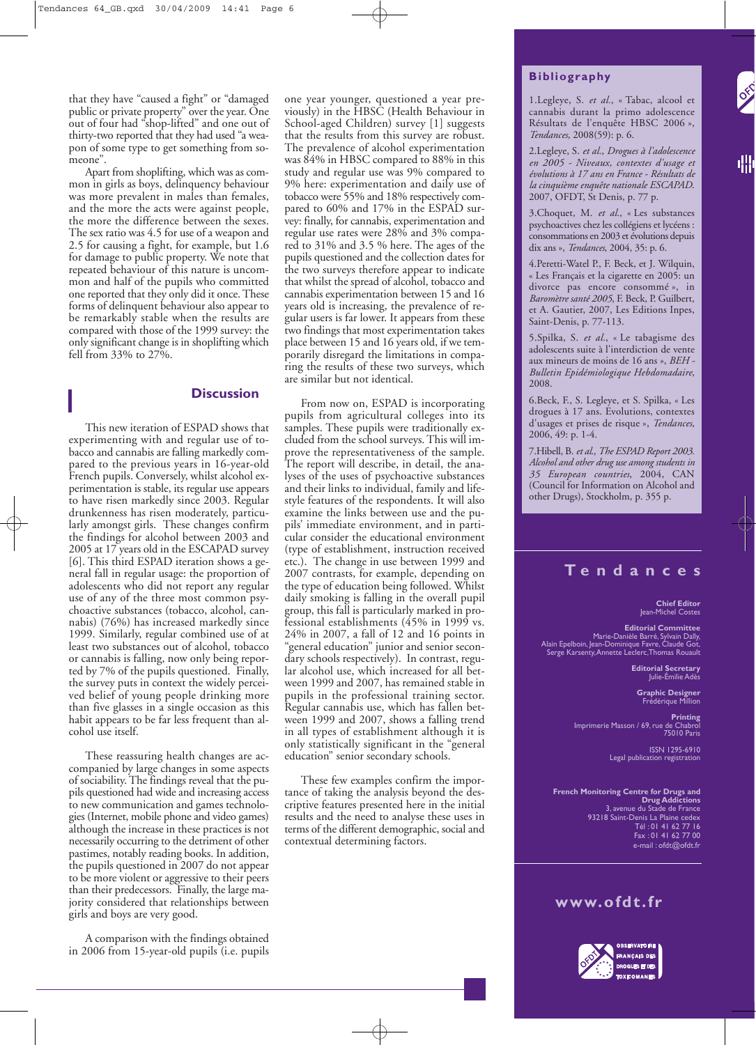that they have "caused a fight" or "damaged public or private property" over the year. One out of four had "shop-lifted" and one out of thirty-two reported that they had used "a weapon of some type to get something from someone".

Apart from shoplifting, which was as common in girls as boys, delinquency behaviour was more prevalent in males than females, and the more the acts were against people, the more the difference between the sexes. The sex ratio was 4.5 for use of a weapon and 2.5 for causing a fight, for example, but 1.6 for damage to public property. We note that repeated behaviour of this nature is uncommon and half of the pupils who committed one reported that they only did it once. These forms of delinquent behaviour also appear to be remarkably stable when the results are compared with those of the 1999 survey: the only significant change is in shoplifting which fell from 33% to 27%.

## Discussion

This new iteration of ESPAD shows that experimenting with and regular use of tobacco and cannabis are falling markedly compared to the previous years in 16-year-old French pupils. Conversely, whilst alcohol experimentation is stable, its regular use appears to have risen markedly since 2003. Regular drunkenness has risen moderately, particularly amongst girls. These changes confirm the findings for alcohol between 2003 and 2005 at 17 years old in the ESCAPAD survey [6]. This third ESPAD iteration shows a general fall in regular usage: the proportion of adolescents who did not report any regular use of any of the three most common psychoactive substances (tobacco, alcohol, cannabis) (76%) has increased markedly since 1999. Similarly, regular combined use of at least two substances out of alcohol, tobacco or cannabis is falling, now only being reported by 7% of the pupils questioned. Finally, the survey puts in context the widely perceived belief of young people drinking more than five glasses in a single occasion as this habit appears to be far less frequent than alcohol use itself.

These reassuring health changes are accompanied by large changes in some aspects of sociability. The findings reveal that the pupils questioned had wide and increasing access to new communication and games technologies (Internet, mobile phone and video games) although the increase in these practices is not necessarily occurring to the detriment of other pastimes, notably reading books. In addition, the pupils questioned in 2007 do not appear to be more violent or aggressive to their peers than their predecessors. Finally, the large majority considered that relationships between girls and boys are very good.

A comparison with the findings obtained in 2006 from 15-year-old pupils (i.e. pupils one year younger, questioned a year previously) in the HBSC (Health Behaviour in School-aged Children) survey [1] suggests that the results from this survey are robust. The prevalence of alcohol experimentation was 84% in HBSC compared to 88% in this study and regular use was 9% compared to 9% here: experimentation and daily use of tobacco were 55% and 18% respectively compared to 60% and 17% in the ESPAD survey: finally, for cannabis, experimentation and regular use rates were 28% and 3% compared to 31% and 3.5 % here. The ages of the pupils questioned and the collection dates for the two surveys therefore appear to indicate that whilst the spread of alcohol, tobacco and cannabis experimentation between 15 and 16 years old is increasing, the prevalence of regular users is far lower. It appears from these two findings that most experimentation takes place between 15 and 16 years old, if we temporarily disregard the limitations in comparing the results of these two surveys, which are similar but not identical.

From now on, ESPAD is incorporating pupils from agricultural colleges into its samples. These pupils were traditionally excluded from the school surveys. This will improve the representativeness of the sample. The report will describe, in detail, the analyses of the uses of psychoactive substances and their links to individual, family and lifestyle features of the respondents. It will also examine the links between use and the pupils' immediate environment, and in particular consider the educational environment (type of establishment, instruction received etc.). The change in use between 1999 and 2007 contrasts, for example, depending on the type of education being followed. Whilst daily smoking is falling in the overall pupil group, this fall is particularly marked in professional establishments (45% in 1999 vs. 24% in 2007, a fall of 12 and 16 points in "general education" junior and senior secondary schools respectively). In contrast, regular alcohol use, which increased for all between 1999 and 2007, has remained stable in pupils in the professional training sector. Regular cannabis use, which has fallen between 1999 and 2007, shows a falling trend in all types of establishment although it is only statistically significant in the "general education" senior secondary schools.

These few examples confirm the importance of taking the analysis beyond the descriptive features presented here in the initial results and the need to analyse these uses in terms of the different demographic, social and contextual determining factors.

## Bibliography

1. Legleye, S. *et al.*, « Tabac, alcool et cannabis durant la primo adolescence Résultats de l'enquête HBSC 2006 », *Tendances*, 2008(59): p. 6.
2. Legleye, S. *et al.*, *Drogues à l'adolescence en 2005 - Niveaux, contextes d'usage et évolutions à 17 ans en France - Résultats de la cinquième enquête nationale ESCAPAD.* 2007, OFDT, St Denis, p. 77 p.
3. Choquet, M. *et al.*, « Les substances psychoactives chez les collégiens et lycéens : consommations en 2003 et évolutions depuis dix ans », *Tendances*, 2004, 35: p. 6.
4. Peretti-Watel P., F. Beck, et J. Wilquin, « Les Français et la cigarette en 2005: un divorce pas encore consommé », in *Baromètre santé 2005*, F. Beck, P. Guilbert, et A. Gautier, 2007, Les Editions Inpes, Saint-Denis, p. 77-113.
5. Spilka, S. *et al.*, « Le tabagisme des adolescents suite à l'interdiction de vente aux mineurs de moins de 16 ans », *BEH - Bulletin Epidémiologique Hebdomadaire*, 2008.
6. Beck, F., S. Legleye, et S. Spilka, « Les drogues à 17 ans. Evolutions, contextes d'usages et prises de risque », *Tendances*, 2006, 49: p. 1-4.
7. Hibell, B. *et al.*, *The ESPAD Report 2003. Alcohol and other drug use among students in 35 European countries*, 2004, CAN (Council for Information on Alcohol and other Drugs), Stockholm, p. 355 p.

## Tendances

**Chief Editor**
Jean-Michel Costes

**Editorial Committee**
Marie-Danièle Barré, Sylvain Dally, Alain Epelboin, Jean-Dominique Favre, Claude Got, Serge Karsenty, Annette Leclerc, Thomas Rouault

**Editorial Secretary**
Julie-Émilie Adès

**Graphic Designer**
Frédérique Million

**Printing**
Imprimerie Masson / 69, rue de Chabrol
75010 Paris

ISSN 1295-6910
Legal publication registration

**French Monitoring Centre for Drugs and Drug Addictions**
3, avenue du Stade de France
93218 Saint-Denis La Plaine cedex
Tél : 01 41 62 77 16
Fax : 01 41 62 77 00
e-mail : ofdt@ofdt.fr

**www.ofdt.fr**

OBSERVATOIRE FRANÇAIS DES DROGUES ET DES TOXICOMANIES